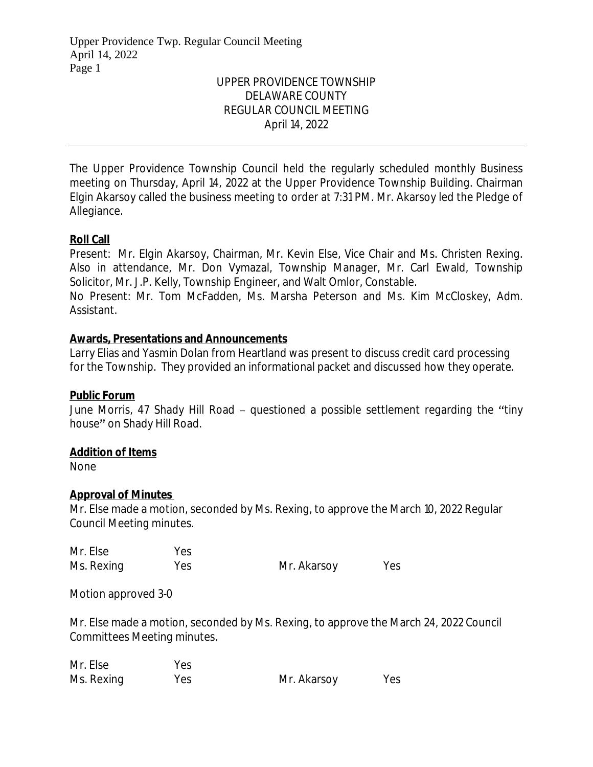# UPPER PROVIDENCE TOWNSHIP
## DELAWARE COUNTY
## REGULAR COUNCIL MEETING
## April 14, 2022

---

The Upper Providence Township Council held the regularly scheduled monthly Business meeting on Thursday, April 14, 2022 at the Upper Providence Township Building. Chairman Elgin Akarsoy called the business meeting to order at 7:31 PM. Mr. Akarsoy led the Pledge of Allegiance.

**Roll Call**

Present: Mr. Elgin Akarsoy, Chairman, Mr. Kevin Else, Vice Chair and Ms. Christen Rexing. Also in attendance, Mr. Don Vymazal, Township Manager, Mr. Carl Ewald, Township Solicitor, Mr. J.P. Kelly, Township Engineer, and Walt Omlor, Constable.

No Present: Mr. Tom McFadden, Ms. Marsha Peterson and Ms. Kim McCloskey, Adm. Assistant.

**Awards, Presentations and Announcements**

Larry Elias and Yasmin Dolan from Heartland was present to discuss credit card processing for the Township. They provided an informational packet and discussed how they operate.

**Public Forum**

June Morris, 47 Shady Hill Road – questioned a possible settlement regarding the "tiny house" on Shady Hill Road.

**Addition of Items**

None

**Approval of Minutes**

Mr. Else made a motion, seconded by Ms. Rexing, to approve the March 10, 2022 Regular Council Meeting minutes.

| | | | |
|---|---|---|---|
| Mr. Else | Yes | | |
| Ms. Rexing | Yes | Mr. Akarsoy | Yes |

Motion approved 3-0

Mr. Else made a motion, seconded by Ms. Rexing, to approve the March 24, 2022 Council Committees Meeting minutes.

| | | | |
|---|---|---|---|
| Mr. Else | Yes | | |
| Ms. Rexing | Yes | Mr. Akarsoy | Yes |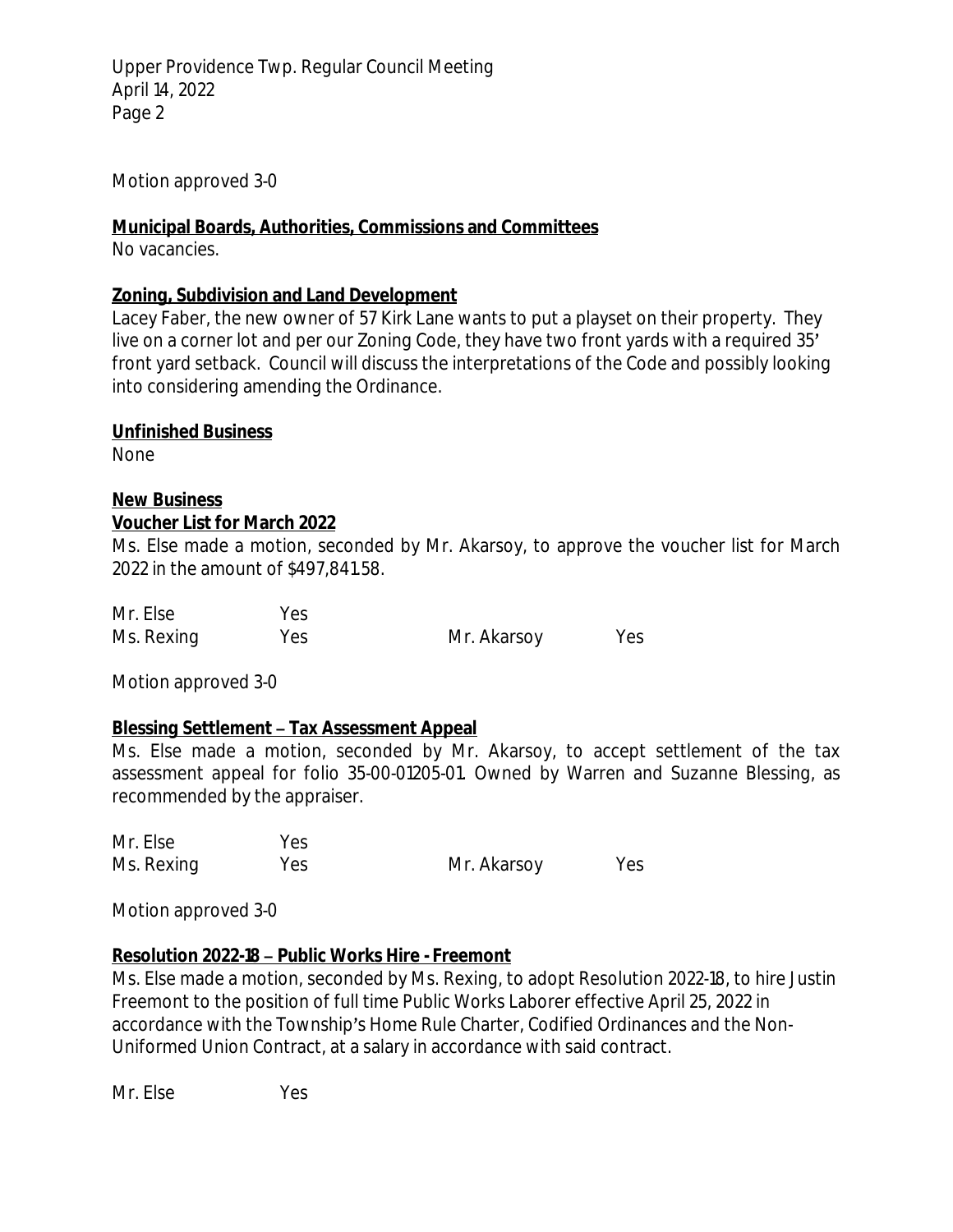Motion approved 3-0

**Municipal Boards, Authorities, Commissions and Committees**

No vacancies.

**Zoning, Subdivision and Land Development**

Lacey Faber, the new owner of 57 Kirk Lane wants to put a playset on their property. They live on a corner lot and per our Zoning Code, they have two front yards with a required 35' front yard setback. Council will discuss the interpretations of the Code and possibly looking into considering amending the Ordinance.

**Unfinished Business**

None

**New Business**

**Voucher List for March 2022**

Ms. Else made a motion, seconded by Mr. Akarsoy, to approve the voucher list for March 2022 in the amount of $497,841.58.

| | | | |
|---|---|---|---|
| Mr. Else | Yes | | |
| Ms. Rexing | Yes | Mr. Akarsoy | Yes |

Motion approved 3-0

**Blessing Settlement – Tax Assessment Appeal**

Ms. Else made a motion, seconded by Mr. Akarsoy, to accept settlement of the tax assessment appeal for folio 35-00-01205-01. Owned by Warren and Suzanne Blessing, as recommended by the appraiser.

| | | | |
|---|---|---|---|
| Mr. Else | Yes | | |
| Ms. Rexing | Yes | Mr. Akarsoy | Yes |

Motion approved 3-0

**Resolution 2022-18 – Public Works Hire - Freemont**

Ms. Else made a motion, seconded by Ms. Rexing, to adopt Resolution 2022-18, to hire Justin Freemont to the position of full time Public Works Laborer effective April 25, 2022 in accordance with the Township's Home Rule Charter, Codified Ordinances and the Non-Uniformed Union Contract, at a salary in accordance with said contract.

Mr. Else Yes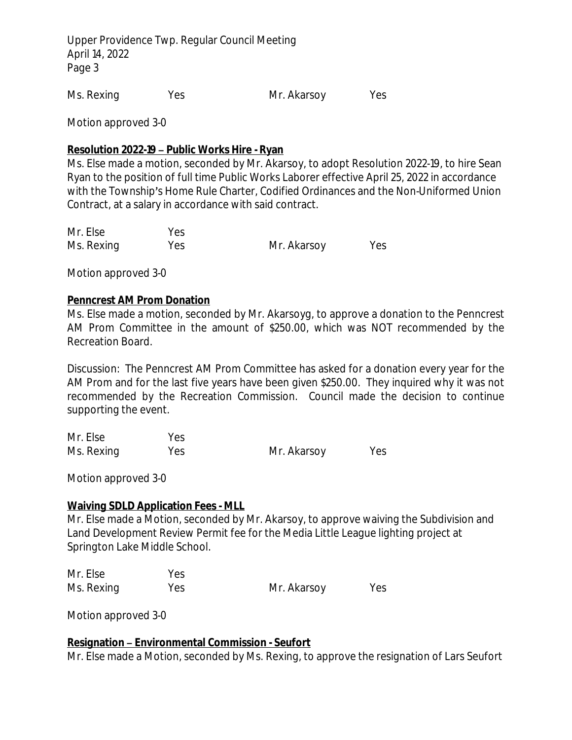| | | | |
|---|---|---|---|
| Ms. Rexing | Yes | Mr. Akarsoy | Yes |

Motion approved 3-0

**Resolution 2022-19 – Public Works Hire - Ryan**

Ms. Else made a motion, seconded by Mr. Akarsoy, to adopt Resolution 2022-19, to hire Sean Ryan to the position of full time Public Works Laborer effective April 25, 2022 in accordance with the Township's Home Rule Charter, Codified Ordinances and the Non-Uniformed Union Contract, at a salary in accordance with said contract.

| | | | |
|---|---|---|---|
| Mr. Else | Yes | | |
| Ms. Rexing | Yes | Mr. Akarsoy | Yes |

Motion approved 3-0

**Penncrest AM Prom Donation**

Ms. Else made a motion, seconded by Mr. Akarsoyg, to approve a donation to the Penncrest AM Prom Committee in the amount of $250.00, which was NOT recommended by the Recreation Board.

Discussion: The Penncrest AM Prom Committee has asked for a donation every year for the AM Prom and for the last five years have been given $250.00. They inquired why it was not recommended by the Recreation Commission. Council made the decision to continue supporting the event.

| | | | |
|---|---|---|---|
| Mr. Else | Yes | | |
| Ms. Rexing | Yes | Mr. Akarsoy | Yes |

Motion approved 3-0

**Waiving SDLD Application Fees - MLL**

Mr. Else made a Motion, seconded by Mr. Akarsoy, to approve waiving the Subdivision and Land Development Review Permit fee for the Media Little League lighting project at Springton Lake Middle School.

| | | | |
|---|---|---|---|
| Mr. Else | Yes | | |
| Ms. Rexing | Yes | Mr. Akarsoy | Yes |

Motion approved 3-0

**Resignation – Environmental Commission - Seufort**

Mr. Else made a Motion, seconded by Ms. Rexing, to approve the resignation of Lars Seufort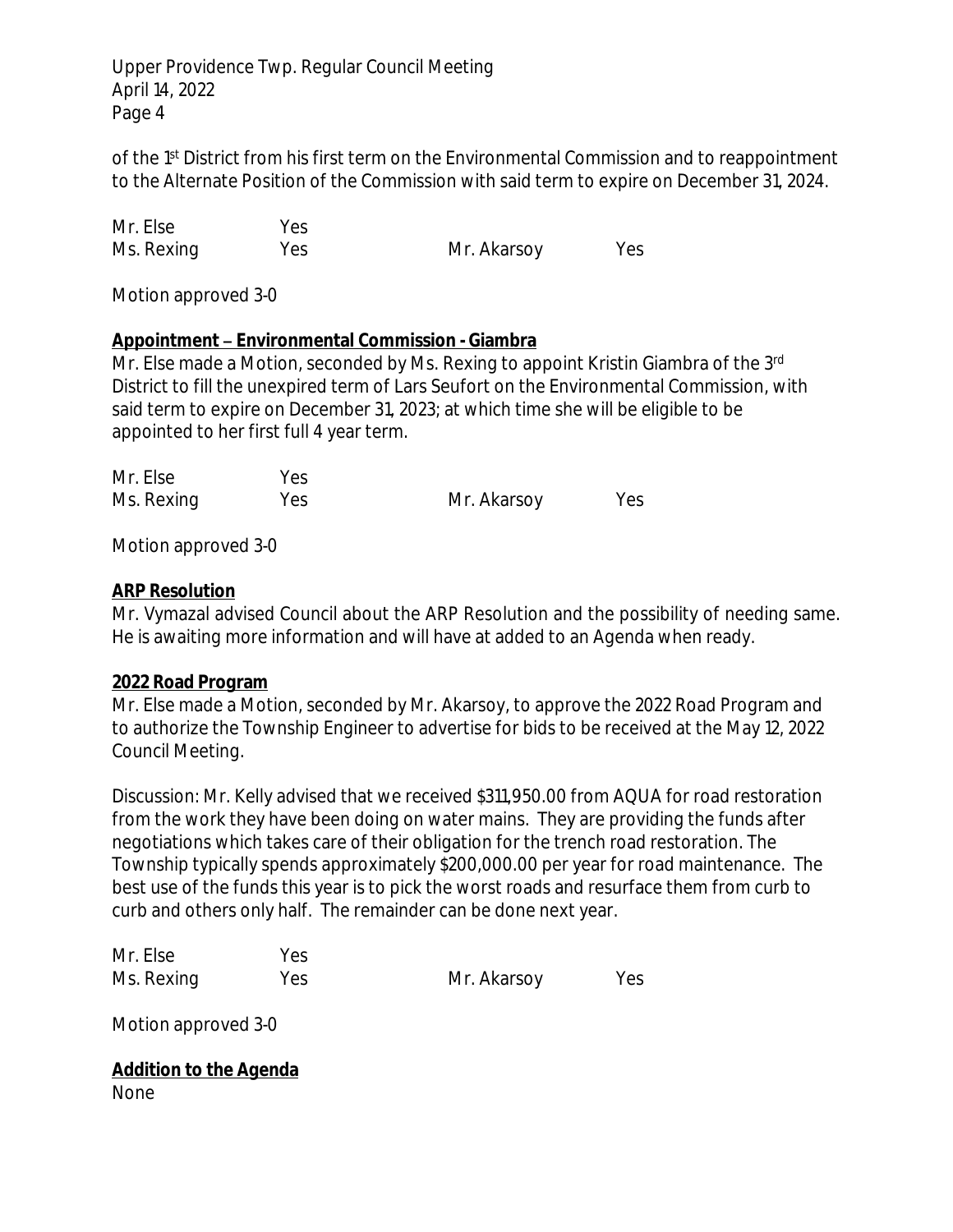of the 1st District from his first term on the Environmental Commission and to reappointment to the Alternate Position of the Commission with said term to expire on December 31, 2024.

| | | | |
|---|---|---|---|
| Mr. Else | Yes | | |
| Ms. Rexing | Yes | Mr. Akarsoy | Yes |

Motion approved 3-0

**Appointment – Environmental Commission - Giambra**

Mr. Else made a Motion, seconded by Ms. Rexing to appoint Kristin Giambra of the 3rd District to fill the unexpired term of Lars Seufort on the Environmental Commission, with said term to expire on December 31, 2023; at which time she will be eligible to be appointed to her first full 4 year term.

| | | | |
|---|---|---|---|
| Mr. Else | Yes | | |
| Ms. Rexing | Yes | Mr. Akarsoy | Yes |

Motion approved 3-0

**ARP Resolution**

Mr. Vymazal advised Council about the ARP Resolution and the possibility of needing same. He is awaiting more information and will have at added to an Agenda when ready.

**2022 Road Program**

Mr. Else made a Motion, seconded by Mr. Akarsoy, to approve the 2022 Road Program and to authorize the Township Engineer to advertise for bids to be received at the May 12, 2022 Council Meeting.

Discussion: Mr. Kelly advised that we received $311,950.00 from AQUA for road restoration from the work they have been doing on water mains. They are providing the funds after negotiations which takes care of their obligation for the trench road restoration. The Township typically spends approximately $200,000.00 per year for road maintenance. The best use of the funds this year is to pick the worst roads and resurface them from curb to curb and others only half. The remainder can be done next year.

| | | | |
|---|---|---|---|
| Mr. Else | Yes | | |
| Ms. Rexing | Yes | Mr. Akarsoy | Yes |

Motion approved 3-0

**Addition to the Agenda**

None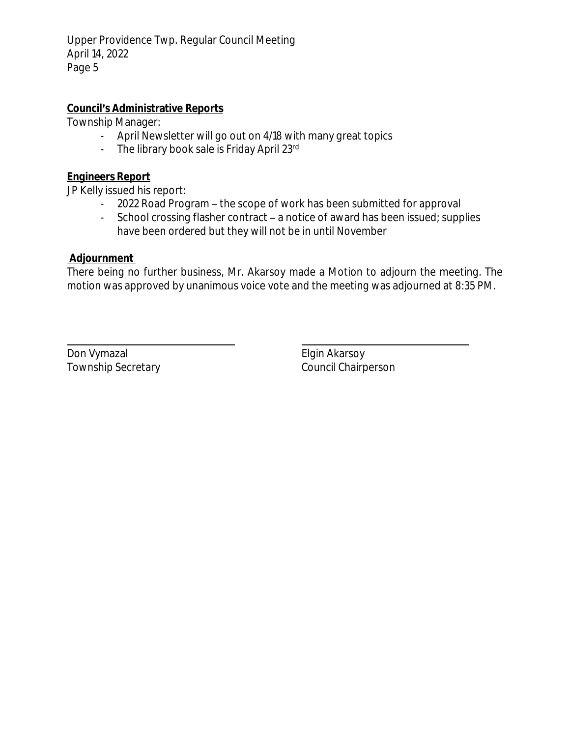**Council's Administrative Reports**

Township Manager:

- April Newsletter will go out on 4/18 with many great topics
- The library book sale is Friday April 23rd

**Engineers Report**

JP Kelly issued his report:

- 2022 Road Program – the scope of work has been submitted for approval
- School crossing flasher contract – a notice of award has been issued; supplies have been ordered but they will not be in until November

**Adjournment**

There being no further business, Mr. Akarsoy made a Motion to adjourn the meeting. The motion was approved by unanimous voice vote and the meeting was adjourned at 8:35 PM.

| | |
|---|---|
| Don Vymazal | Elgin Akarsoy |
| Township Secretary | Council Chairperson |